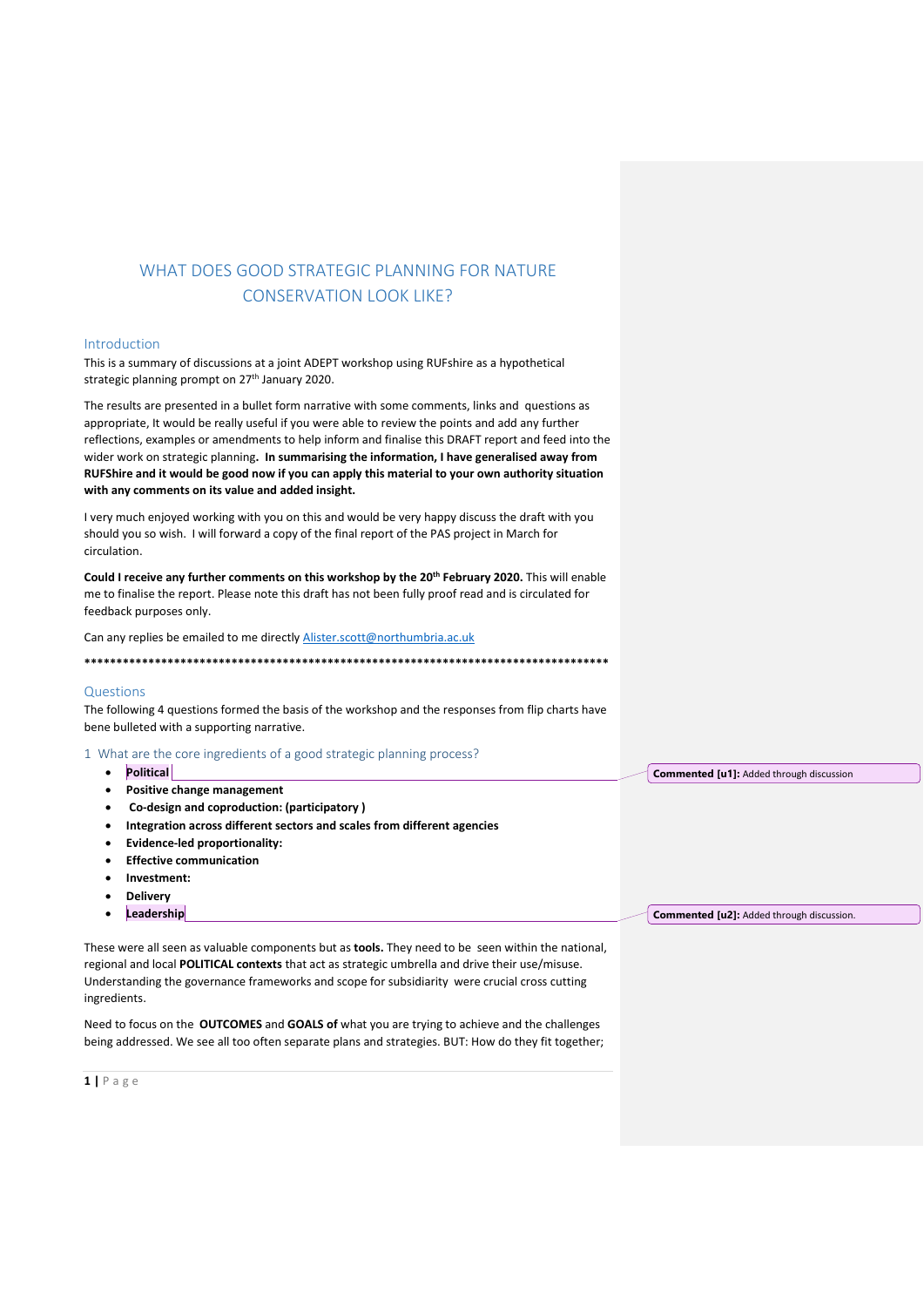# WHAT DOES GOOD STRATEGIC PLANNING FOR NATURE CONSERVATION LOOK LIKE?

## Introduction

This is a summary of discussions at a joint ADEPT workshop using RUFshire as a hypothetical strategic planning prompt on 27th January 2020.

The results are presented in a bullet form narrative with some comments, links and questions as appropriate, It would be really useful if you were able to review the points and add any further reflections, examples or amendments to help inform and finalise this DRAFT report and feed into the wider work on strategic planning. **In summarising the information, I have generalised away from RUFShire and it would be good now if you can apply this material to your own authority situation with any comments on its value and added insight.**

I very much enjoyed working with you on this and would be very happy discuss the draft with you should you so wish. I will forward a copy of the final report of the PAS project in March for circulation.

**Could I receive any further comments on this workshop by the 20th February 2020.** This will enable me to finalise the report. Please note this draft has not been fully proof read and is circulated for feedback purposes only.

Can any replies be emailed to me directly Alister.scott@northumbria.ac.uk

************************************************************************************

## Questions

The following 4 questions formed the basis of the workshop and the responses from flip charts have bene bulleted with a supporting narrative.

### 1 What are the core ingredients of a good strategic planning process?

- **Political**
- **Positive change management**
- **Co-design and coproduction: (participatory )**
- **Integration across different sectors and scales from different agencies**
- **Evidence-led proportionality:**
- **Effective communication**
- **Investment:**
- **Delivery**
- **Leadership**

> **Commented [u1]:** Added through discussion (on "Political")
>
> **Commented [u2]:** Added through discussion. (on "Leadership")

These were all seen as valuable components but as **tools.** They need to be seen within the national, regional and local **POLITICAL contexts** that act as strategic umbrella and drive their use/misuse. Understanding the governance frameworks and scope for subsidiarity were crucial cross cutting ingredients.

Need to focus on the **OUTCOMES** and **GOALS of** what you are trying to achieve and the challenges being addressed. We see all too often separate plans and strategies. BUT: How do they fit together;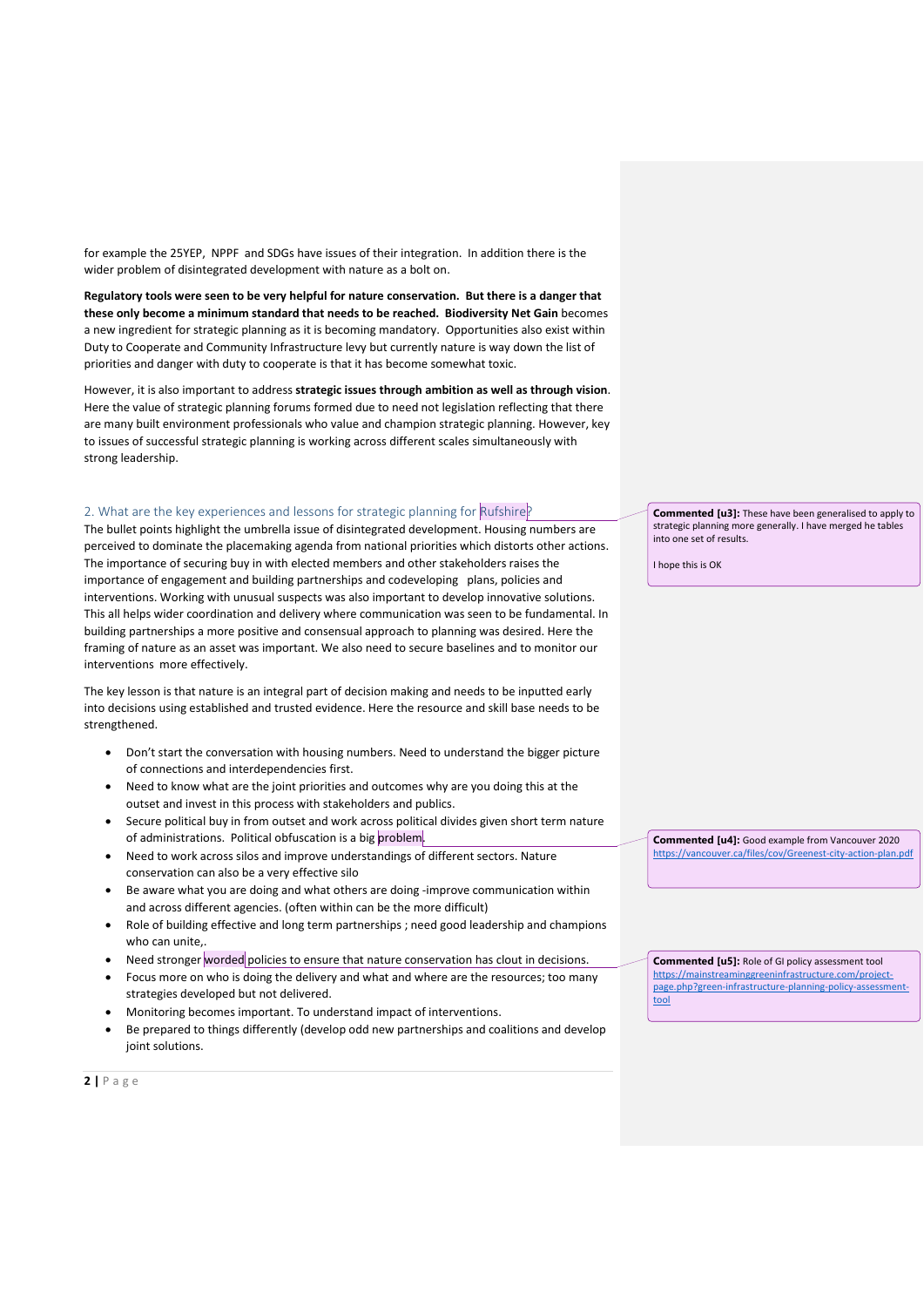for example the 25YEP, NPPF and SDGs have issues of their integration. In addition there is the wider problem of disintegrated development with nature as a bolt on.

**Regulatory tools were seen to be very helpful for nature conservation. But there is a danger that these only become a minimum standard that needs to be reached. Biodiversity Net Gain** becomes a new ingredient for strategic planning as it is becoming mandatory. Opportunities also exist within Duty to Cooperate and Community Infrastructure levy but currently nature is way down the list of priorities and danger with duty to cooperate is that it has become somewhat toxic.

However, it is also important to address **strategic issues through ambition as well as through vision**. Here the value of strategic planning forums formed due to need not legislation reflecting that there are many built environment professionals who value and champion strategic planning. However, key to issues of successful strategic planning is working across different scales simultaneously with strong leadership.

## 2. What are the key experiences and lessons for strategic planning for Rufshire?

The bullet points highlight the umbrella issue of disintegrated development. Housing numbers are perceived to dominate the placemaking agenda from national priorities which distorts other actions. The importance of securing buy in with elected members and other stakeholders raises the importance of engagement and building partnerships and codeveloping plans, policies and interventions. Working with unusual suspects was also important to develop innovative solutions. This all helps wider coordination and delivery where communication was seen to be fundamental. In building partnerships a more positive and consensual approach to planning was desired. Here the framing of nature as an asset was important. We also need to secure baselines and to monitor our interventions more effectively.

The key lesson is that nature is an integral part of decision making and needs to be inputted early into decisions using established and trusted evidence. Here the resource and skill base needs to be strengthened.

- Don't start the conversation with housing numbers. Need to understand the bigger picture of connections and interdependencies first.
- Need to know what are the joint priorities and outcomes why are you doing this at the outset and invest in this process with stakeholders and publics.
- Secure political buy in from outset and work across political divides given short term nature of administrations. Political obfuscation is a big problem.
- Need to work across silos and improve understandings of different sectors. Nature conservation can also be a very effective silo
- Be aware what you are doing and what others are doing -improve communication within and across different agencies. (often within can be the more difficult)
- Role of building effective and long term partnerships ; need good leadership and champions who can unite,.
- Need stronger worded policies to ensure that nature conservation has clout in decisions.
- Focus more on who is doing the delivery and what and where are the resources; too many strategies developed but not delivered.
- Monitoring becomes important. To understand impact of interventions.
- Be prepared to things differently (develop odd new partnerships and coalitions and develop joint solutions.

**Commented [u3]:** These have been generalised to apply to strategic planning more generally. I have merged he tables into one set of results.

I hope this is OK

**Commented [u4]:** Good example from Vancouver 2020 https://vancouver.ca/files/cov/Greenest-city-action-plan.pdf

**Commented [u5]:** Role of GI policy assessment tool https://mainstreaminggreeninfrastructure.com/project-page.php?green-infrastructure-planning-policy-assessment-tool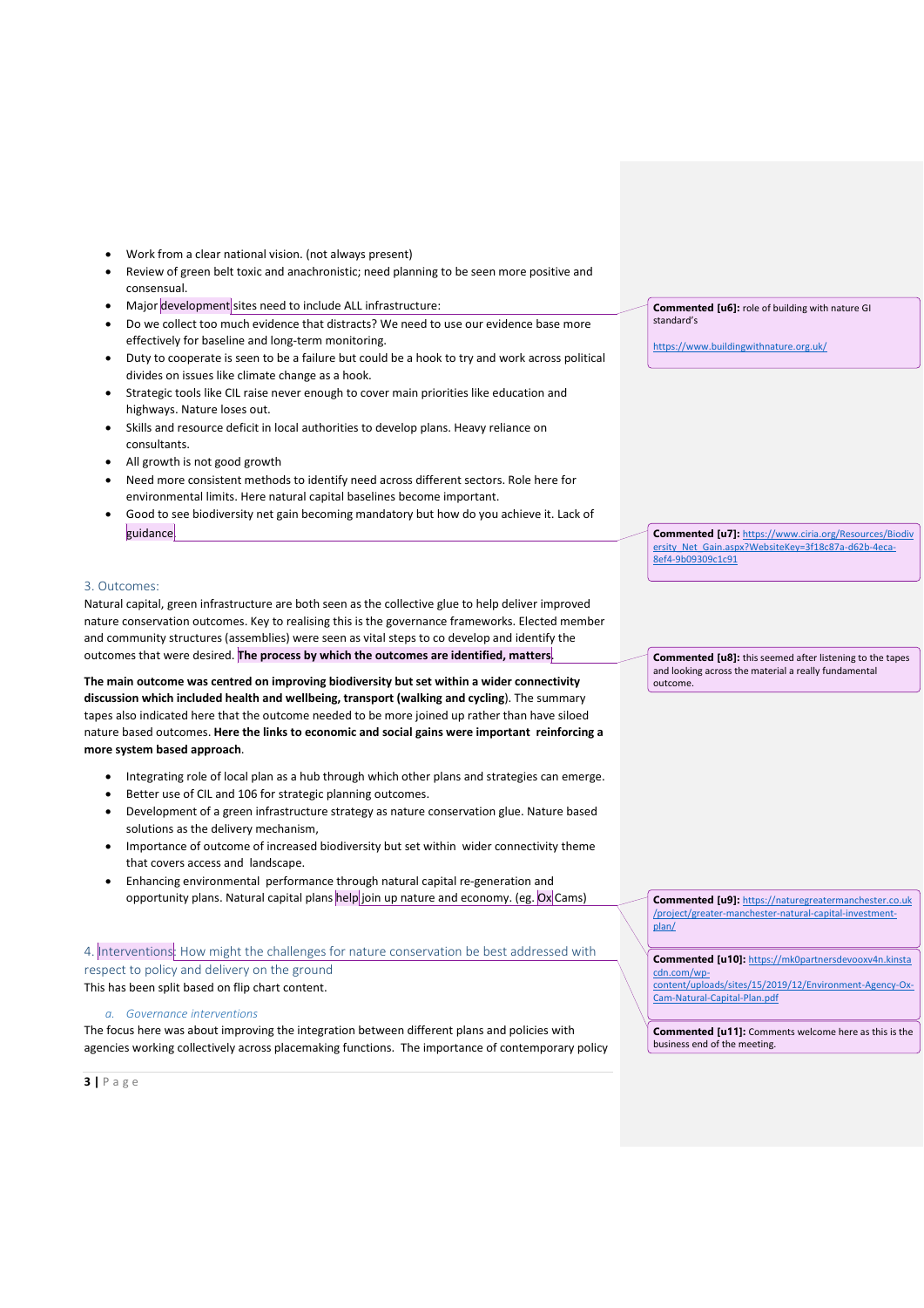- Work from a clear national vision. (not always present)
- Review of green belt toxic and anachronistic; need planning to be seen more positive and consensual.
- Major development sites need to include ALL infrastructure:
- Do we collect too much evidence that distracts? We need to use our evidence base more effectively for baseline and long-term monitoring.
- Duty to cooperate is seen to be a failure but could be a hook to try and work across political divides on issues like climate change as a hook.
- Strategic tools like CIL raise never enough to cover main priorities like education and highways. Nature loses out.
- Skills and resource deficit in local authorities to develop plans. Heavy reliance on consultants.
- All growth is not good growth
- Need more consistent methods to identify need across different sectors. Role here for environmental limits. Here natural capital baselines become important.
- Good to see biodiversity net gain becoming mandatory but how do you achieve it. Lack of guidance

## 3. Outcomes:

Natural capital, green infrastructure are both seen as the collective glue to help deliver improved nature conservation outcomes. Key to realising this is the governance frameworks. Elected member and community structures (assemblies) were seen as vital steps to co develop and identify the outcomes that were desired. **The process by which the outcomes are identified, matters.**

**The main outcome was centred on improving biodiversity but set within a wider connectivity discussion which included health and wellbeing, transport (walking and cycling**). The summary tapes also indicated here that the outcome needed to be more joined up rather than have siloed nature based outcomes. **Here the links to economic and social gains were important reinforcing a more system based approach**.

- Integrating role of local plan as a hub through which other plans and strategies can emerge.
- Better use of CIL and 106 for strategic planning outcomes.
- Development of a green infrastructure strategy as nature conservation glue. Nature based solutions as the delivery mechanism,
- Importance of outcome of increased biodiversity but set within wider connectivity theme that covers access and landscape.
- Enhancing environmental performance through natural capital re-generation and opportunity plans. Natural capital plans help join up nature and economy. (eg. Ox Cams)

## 4. Interventions: How might the challenges for nature conservation be best addressed with respect to policy and delivery on the ground

This has been split based on flip chart content.

### *a. Governance interventions*

The focus here was about improving the integration between different plans and policies with agencies working collectively across placemaking functions. The importance of contemporary policy

---

**Commented [u6]:** role of building with nature GI standard's

https://www.buildingwithnature.org.uk/

**Commented [u7]:** https://www.ciria.org/Resources/Biodiversity_Net_Gain.aspx?WebsiteKey=3f18c87a-d62b-4eca-8ef4-9b09309c1c91

**Commented [u8]:** this seemed after listening to the tapes and looking across the material a really fundamental outcome.

**Commented [u9]:** https://naturegreatermanchester.co.uk/project/greater-manchester-natural-capital-investment-plan/

**Commented [u10]:** https://mk0partnersdevooxv4n.kinstacdn.com/wp-content/uploads/sites/15/2019/12/Environment-Agency-Ox-Cam-Natural-Capital-Plan.pdf

**Commented [u11]:** Comments welcome here as this is the business end of the meeting.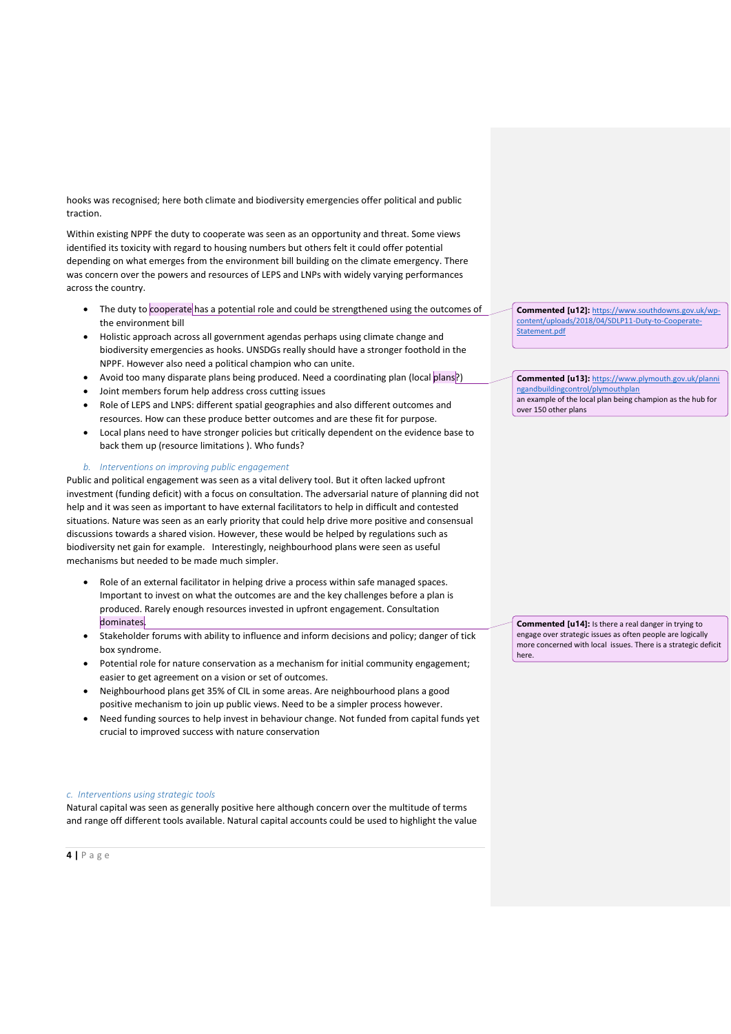hooks was recognised; here both climate and biodiversity emergencies offer political and public traction.

Within existing NPPF the duty to cooperate was seen as an opportunity and threat. Some views identified its toxicity with regard to housing numbers but others felt it could offer potential depending on what emerges from the environment bill building on the climate emergency. There was concern over the powers and resources of LEPS and LNPs with widely varying performances across the country.

- The duty to cooperate has a potential role and could be strengthened using the outcomes of the environment bill
- Holistic approach across all government agendas perhaps using climate change and biodiversity emergencies as hooks. UNSDGs really should have a stronger foothold in the NPPF. However also need a political champion who can unite.
- Avoid too many disparate plans being produced. Need a coordinating plan (local plans?)
- Joint members forum help address cross cutting issues
- Role of LEPS and LNPS: different spatial geographies and also different outcomes and resources. How can these produce better outcomes and are these fit for purpose.
- Local plans need to have stronger policies but critically dependent on the evidence base to back them up (resource limitations ). Who funds?

> **Commented [u12]:** https://www.southdowns.gov.uk/wp-content/uploads/2018/04/SDLP11-Duty-to-Cooperate-Statement.pdf

> **Commented [u13]:** https://www.plymouth.gov.uk/planningandbuildingcontrol/plymouthplan
> an example of the local plan being champion as the hub for over 150 other plans

### *b. Interventions on improving public engagement*

Public and political engagement was seen as a vital delivery tool. But it often lacked upfront investment (funding deficit) with a focus on consultation. The adversarial nature of planning did not help and it was seen as important to have external facilitators to help in difficult and contested situations. Nature was seen as an early priority that could help drive more positive and consensual discussions towards a shared vision. However, these would be helped by regulations such as biodiversity net gain for example. Interestingly, neighbourhood plans were seen as useful mechanisms but needed to be made much simpler.

- Role of an external facilitator in helping drive a process within safe managed spaces. Important to invest on what the outcomes are and the key challenges before a plan is produced. Rarely enough resources invested in upfront engagement. Consultation dominates.
- Stakeholder forums with ability to influence and inform decisions and policy; danger of tick box syndrome.
- Potential role for nature conservation as a mechanism for initial community engagement; easier to get agreement on a vision or set of outcomes.
- Neighbourhood plans get 35% of CIL in some areas. Are neighbourhood plans a good positive mechanism to join up public views. Need to be a simpler process however.
- Need funding sources to help invest in behaviour change. Not funded from capital funds yet crucial to improved success with nature conservation

> **Commented [u14]:** Is there a real danger in trying to engage over strategic issues as often people are logically more concerned with local issues. There is a strategic deficit here.

### *c. Interventions using strategic tools*

Natural capital was seen as generally positive here although concern over the multitude of terms and range off different tools available. Natural capital accounts could be used to highlight the value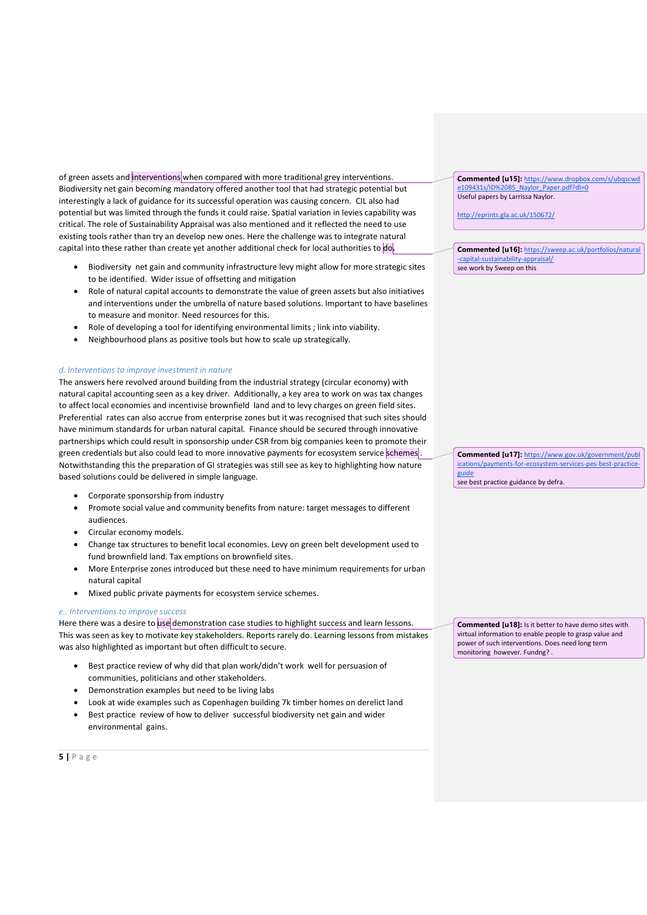of green assets and interventions when compared with more traditional grey interventions. Biodiversity net gain becoming mandatory offered another tool that had strategic potential but interestingly a lack of guidance for its successful operation was causing concern. CIL also had potential but was limited through the funds it could raise. Spatial variation in levies capability was critical. The role of Sustainability Appraisal was also mentioned and it reflected the need to use existing tools rather than try an develop new ones. Here the challenge was to integrate natural capital into these rather than create yet another additional check for local authorities to do.

- Biodiversity net gain and community infrastructure levy might allow for more strategic sites to be identified. Wider issue of offsetting and mitigation
- Role of natural capital accounts to demonstrate the value of green assets but also initiatives and interventions under the umbrella of nature based solutions. Important to have baselines to measure and monitor. Need resources for this.
- Role of developing a tool for identifying environmental limits ; link into viability.
- Neighbourhood plans as positive tools but how to scale up strategically.

*d. Interventions to improve investment in nature*

The answers here revolved around building from the industrial strategy (circular economy) with natural capital accounting seen as a key driver. Additionally, a key area to work on was tax changes to affect local economies and incentivise brownfield land and to levy charges on green field sites. Preferential rates can also accrue from enterprise zones but it was recognised that such sites should have minimum standards for urban natural capital. Finance should be secured through innovative partnerships which could result in sponsorship under CSR from big companies keen to promote their green credentials but also could lead to more innovative payments for ecosystem service schemes. Notwithstanding this the preparation of GI strategies was still see as key to highlighting how nature based solutions could be delivered in simple language.

- Corporate sponsorship from industry
- Promote social value and community benefits from nature: target messages to different audiences.
- Circular economy models.
- Change tax structures to benefit local economies. Levy on green belt development used to fund brownfield land. Tax emptions on brownfield sites.
- More Enterprise zones introduced but these need to have minimum requirements for urban natural capital
- Mixed public private payments for ecosystem service schemes.

*e.. Interventions to improve success*

Here there was a desire to use demonstration case studies to highlight success and learn lessons. This was seen as key to motivate key stakeholders. Reports rarely do. Learning lessons from mistakes was also highlighted as important but often difficult to secure.

- Best practice review of why did that plan work/didn't work well for persuasion of communities, politicians and other stakeholders.
- Demonstration examples but need to be living labs
- Look at wide examples such as Copenhagen building 7k timber homes on derelict land
- Best practice review of how to deliver successful biodiversity net gain and wider environmental gains.

**Commented [u15]:** https://www.dropbox.com/s/ubqscwde109431s/ID%2085_Naylor_Paper.pdf?dl=0
Useful papers by Larrissa Naylor.

http://eprints.gla.ac.uk/150672/

**Commented [u16]:** https://sweep.ac.uk/portfolios/natural-capital-sustainability-appraisal/
see work by Sweep on this

**Commented [u17]:** https://www.gov.uk/government/publications/payments-for-ecosystem-services-pes-best-practice-guide
see best practice guidance by defra.

**Commented [u18]:** Is it better to have demo sites with virtual information to enable people to grasp value and power of such interventions. Does need long term monitoring however. Fundng? .